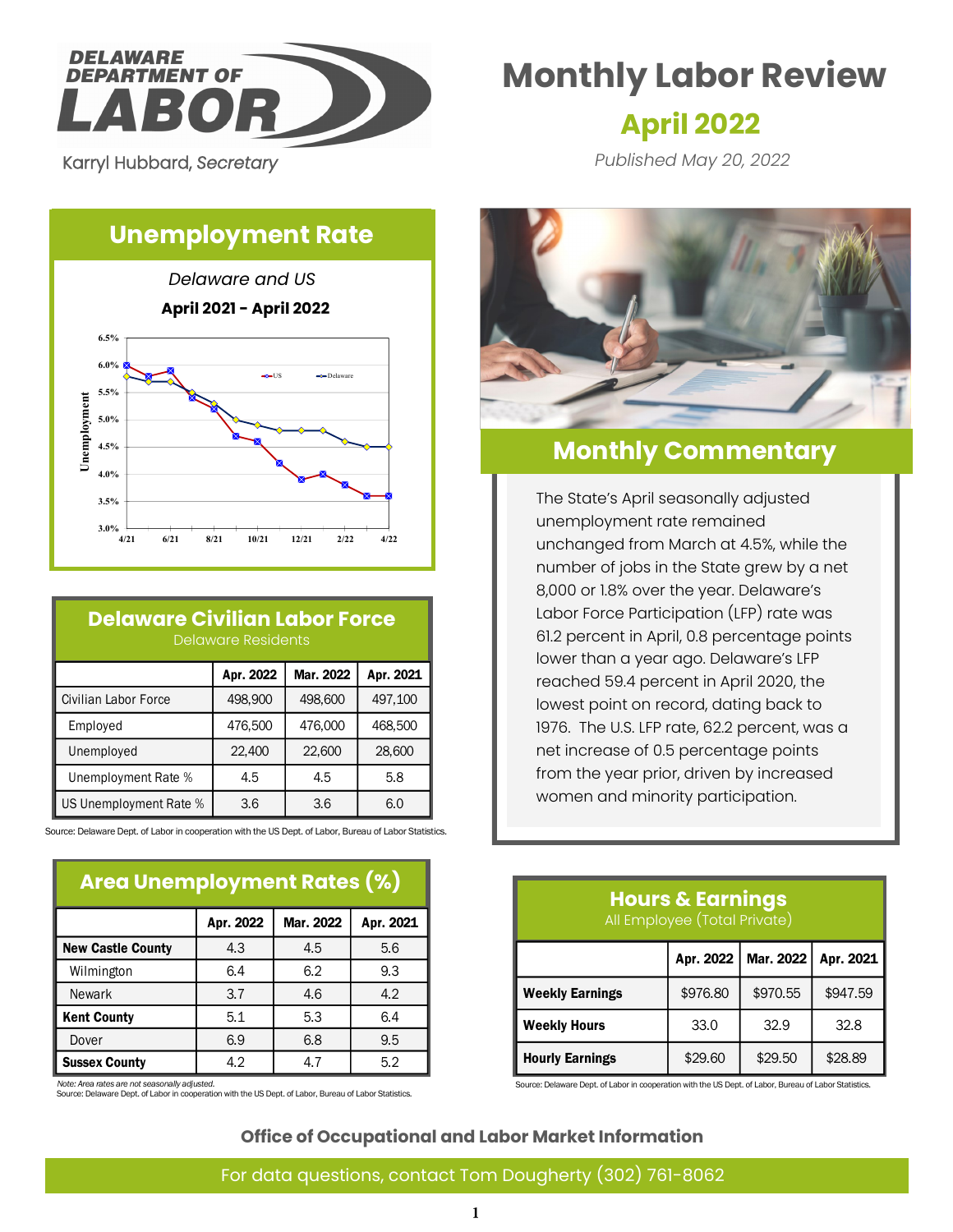DELAWARE DEPARTMENT OF LABOR

Karryl Hubbard, *Secretary*

# Monthly Labor Review

## April 2022

*Published May 20, 2022*

## Unemployment Rate

*Delaware and US*

**April 2021 - April 2022**

## Delaware Civilian Labor Force

Delaware Residents

| | Apr. 2022 | Mar. 2022 | Apr. 2021 |
|---|---|---|---|
| Civilian Labor Force | 498,900 | 498,600 | 497,100 |
| Employed | 476,500 | 476,000 | 468,500 |
| Unemployed | 22,400 | 22,600 | 28,600 |
| Unemployment Rate % | 4.5 | 4.5 | 5.8 |
| US Unemployment Rate % | 3.6 | 3.6 | 6.0 |

Source: Delaware Dept. of Labor in cooperation with the US Dept. of Labor, Bureau of Labor Statistics.

## Area Unemployment Rates (%)

| | Apr. 2022 | Mar. 2022 | Apr. 2021 |
|---|---|---|---|
| **New Castle County** | 4.3 | 4.5 | 5.6 |
| Wilmington | 6.4 | 6.2 | 9.3 |
| Newark | 3.7 | 4.6 | 4.2 |
| **Kent County** | 5.1 | 5.3 | 6.4 |
| Dover | 6.9 | 6.8 | 9.5 |
| **Sussex County** | 4.2 | 4.7 | 5.2 |

*Note: Area rates are not seasonally adjusted.*
Source: Delaware Dept. of Labor in cooperation with the US Dept. of Labor, Bureau of Labor Statistics.

## Monthly Commentary

The State's April seasonally adjusted unemployment rate remained unchanged from March at 4.5%, while the number of jobs in the State grew by a net 8,000 or 1.8% over the year. Delaware's Labor Force Participation (LFP) rate was 61.2 percent in April, 0.8 percentage points lower than a year ago. Delaware's LFP reached 59.4 percent in April 2020, the lowest point on record, dating back to 1976. The U.S. LFP rate, 62.2 percent, was a net increase of 0.5 percentage points from the year prior, driven by increased women and minority participation.

## Hours & Earnings

All Employee (Total Private)

| | Apr. 2022 | Mar. 2022 | Apr. 2021 |
|---|---|---|---|
| **Weekly Earnings** | $976.80 | $970.55 | $947.59 |
| **Weekly Hours** | 33.0 | 32.9 | 32.8 |
| **Hourly Earnings** | $29.60 | $29.50 | $28.89 |

Source: Delaware Dept. of Labor in cooperation with the US Dept. of Labor, Bureau of Labor Statistics.

**Office of Occupational and Labor Market Information**

For data questions, contact Tom Dougherty (302) 761-8062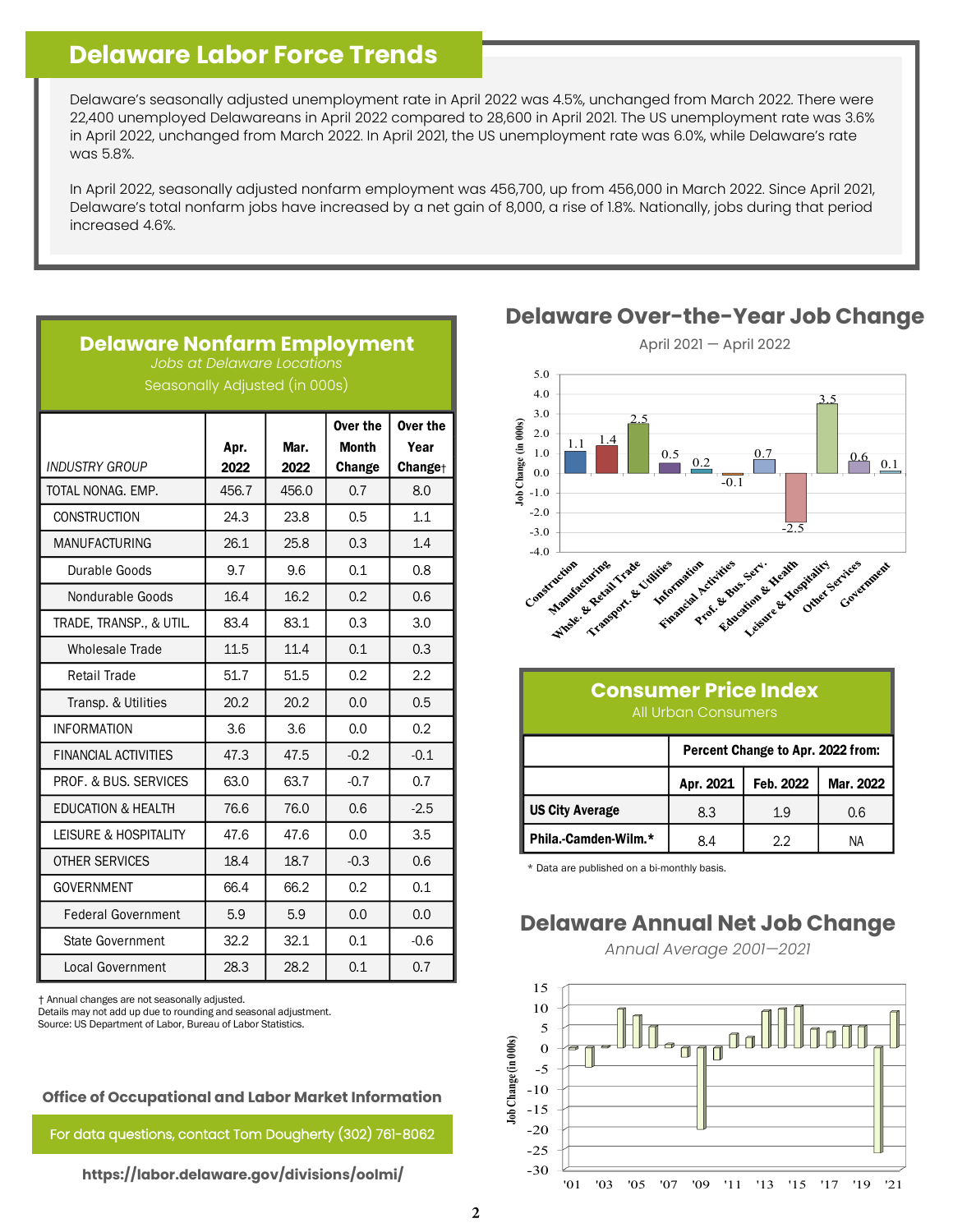# Delaware Labor Force Trends

Delaware's seasonally adjusted unemployment rate in April 2022 was 4.5%, unchanged from March 2022. There were 22,400 unemployed Delawareans in April 2022 compared to 28,600 in April 2021. The US unemployment rate was 3.6% in April 2022, unchanged from March 2022. In April 2021, the US unemployment rate was 6.0%, while Delaware's rate was 5.8%.

In April 2022, seasonally adjusted nonfarm employment was 456,700, up from 456,000 in March 2022. Since April 2021, Delaware's total nonfarm jobs have increased by a net gain of 8,000, a rise of 1.8%. Nationally, jobs during that period increased 4.6%.

## Delaware Nonfarm Employment

*Jobs at Delaware Locations*

Seasonally Adjusted (in 000s)

| *INDUSTRY GROUP* | Apr. 2022 | Mar. 2022 | Over the Month Change | Over the Year Change† |
|---|---|---|---|---|
| TOTAL NONAG. EMP. | 456.7 | 456.0 | 0.7 | 8.0 |
| CONSTRUCTION | 24.3 | 23.8 | 0.5 | 1.1 |
| MANUFACTURING | 26.1 | 25.8 | 0.3 | 1.4 |
| Durable Goods | 9.7 | 9.6 | 0.1 | 0.8 |
| Nondurable Goods | 16.4 | 16.2 | 0.2 | 0.6 |
| TRADE, TRANSP., & UTIL. | 83.4 | 83.1 | 0.3 | 3.0 |
| Wholesale Trade | 11.5 | 11.4 | 0.1 | 0.3 |
| Retail Trade | 51.7 | 51.5 | 0.2 | 2.2 |
| Transp. & Utilities | 20.2 | 20.2 | 0.0 | 0.5 |
| INFORMATION | 3.6 | 3.6 | 0.0 | 0.2 |
| FINANCIAL ACTIVITIES | 47.3 | 47.5 | -0.2 | -0.1 |
| PROF. & BUS. SERVICES | 63.0 | 63.7 | -0.7 | 0.7 |
| EDUCATION & HEALTH | 76.6 | 76.0 | 0.6 | -2.5 |
| LEISURE & HOSPITALITY | 47.6 | 47.6 | 0.0 | 3.5 |
| OTHER SERVICES | 18.4 | 18.7 | -0.3 | 0.6 |
| GOVERNMENT | 66.4 | 66.2 | 0.2 | 0.1 |
| Federal Government | 5.9 | 5.9 | 0.0 | 0.0 |
| State Government | 32.2 | 32.1 | 0.1 | -0.6 |
| Local Government | 28.3 | 28.2 | 0.1 | 0.7 |

† Annual changes are not seasonally adjusted.
Details may not add up due to rounding and seasonal adjustment.
Source: US Department of Labor, Bureau of Labor Statistics.

## Delaware Over-the-Year Job Change

April 2021 — April 2022

Job Change (in 000s)

5.0
4.0
3.0
2.0
1.0
0.0
-1.0
-2.0
-3.0
-4.0

1.1
1.4
2.5
0.5
0.2
-0.1
0.7
-2.5
3.5
0.6
0.1

Construction
Manufacturing
Whsle. & Retail Trade
Transport. & Utilities
Information
Financial Activities
Prof. & Bus. Serv.
Education & Health
Leisure & Hospitality
Other Services
Government

## Consumer Price Index

All Urban Consumers

| | Percent Change to Apr. 2022 from: | | |
|---|---|---|---|
| | Apr. 2021 | Feb. 2022 | Mar. 2022 |
| **US City Average** | 8.3 | 1.9 | 0.6 |
| **Phila.-Camden-Wilm.*** | 8.4 | 2.2 | NA |

\* Data are published on a bi-monthly basis.

## Delaware Annual Net Job Change

*Annual Average 2001—2021*

Job Change (in 000s)

15
10
5
0
-5
-10
-15
-20
-25
-30

'01
'03
'05
'07
'09
'11
'13
'15
'17
'19
'21

**Office of Occupational and Labor Market Information**

For data questions, contact Tom Dougherty (302) 761-8062

**https://labor.delaware.gov/divisions/oolmi/**